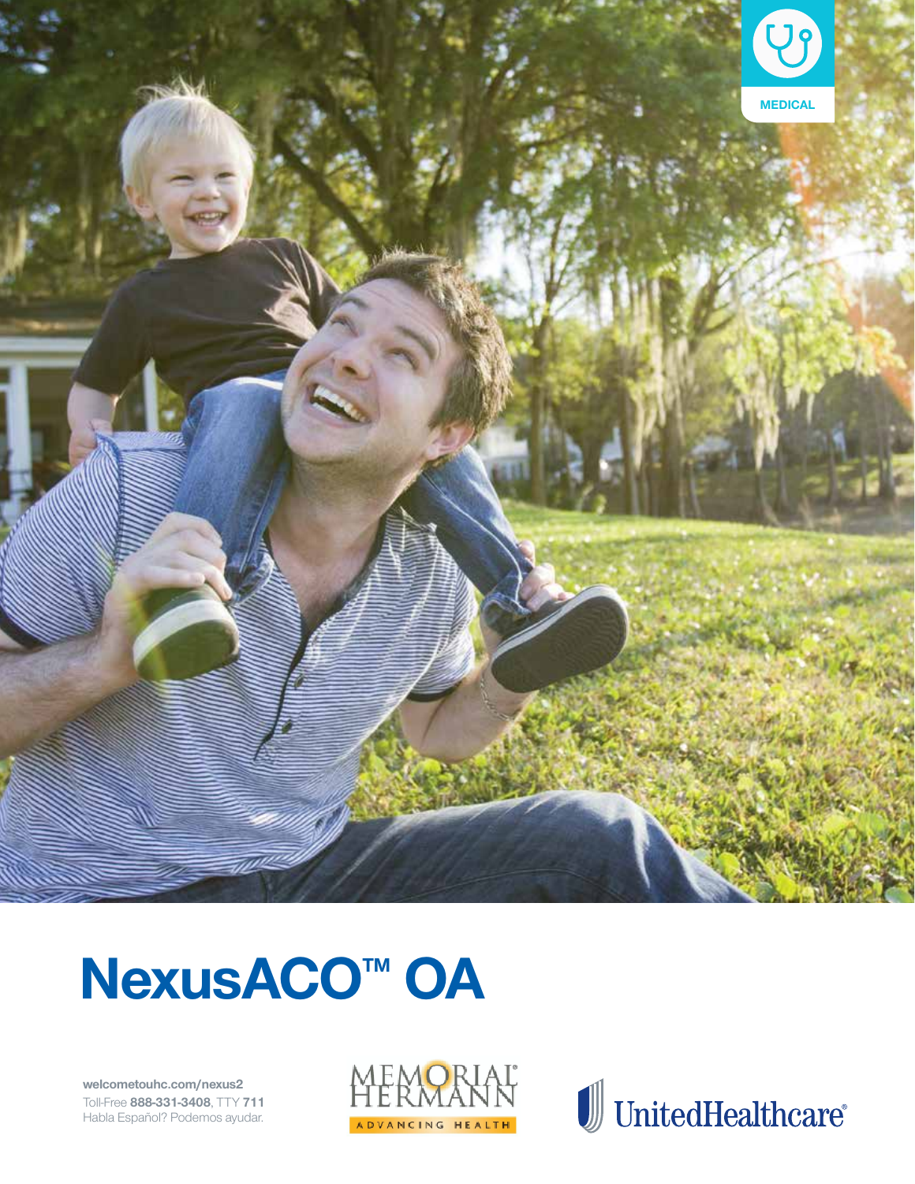MEDICAL

# NexusACO™ OA

**welcometouhc.com/nexus2**
Toll-Free **888-331-3408**, TTY **711**
Habla Español? Podemos ayudar.

MEMORIAL HERMANN
ADVANCING HEALTH

UnitedHealthcare®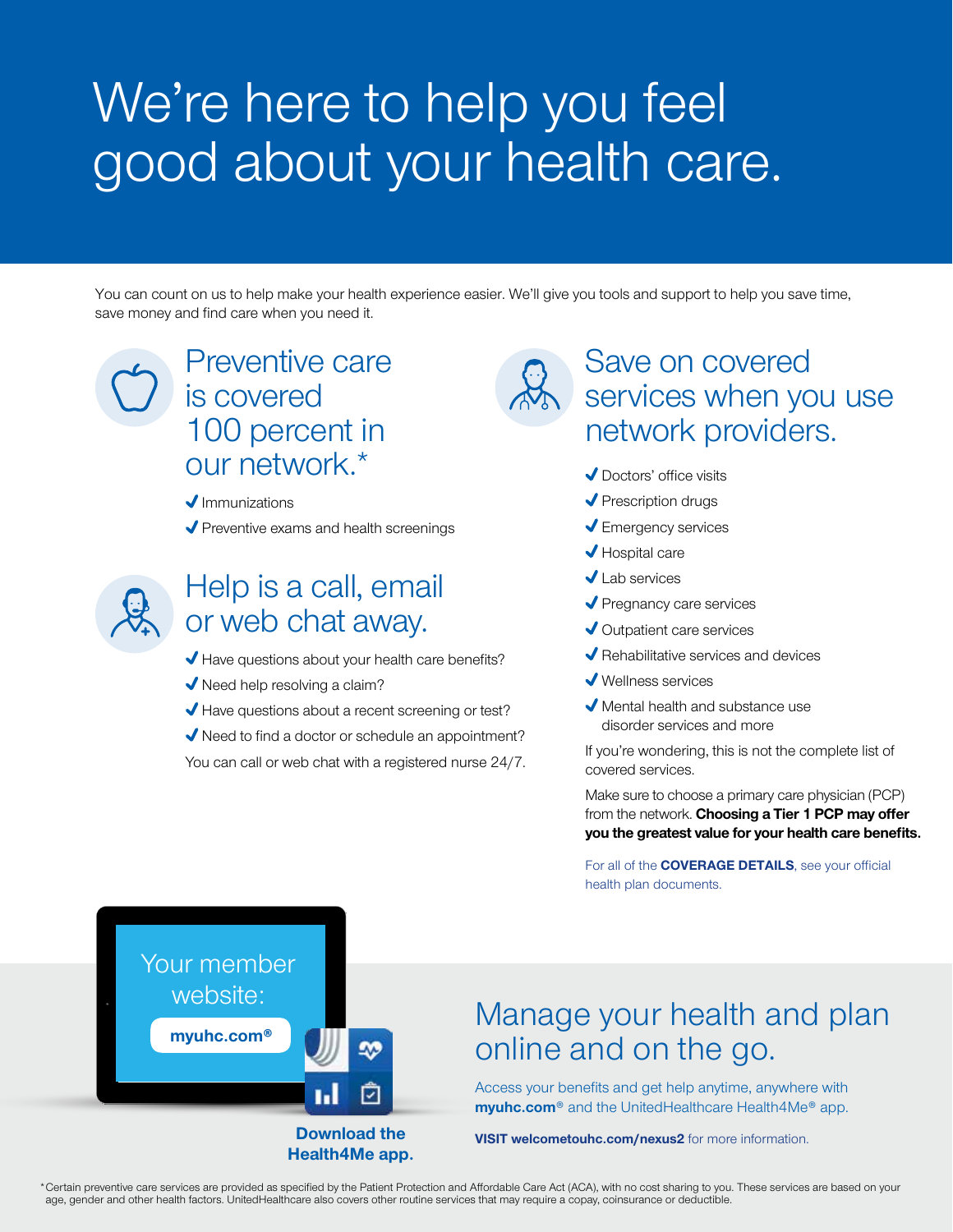# We're here to help you feel good about your health care.

You can count on us to help make your health experience easier. We'll give you tools and support to help you save time, save money and find care when you need it.

## Preventive care is covered 100 percent in our network.*

- Immunizations
- Preventive exams and health screenings

## Help is a call, email or web chat away.

- Have questions about your health care benefits?
- Need help resolving a claim?
- Have questions about a recent screening or test?
- Need to find a doctor or schedule an appointment?

You can call or web chat with a registered nurse 24/7.

## Save on covered services when you use network providers.

- Doctors' office visits
- Prescription drugs
- Emergency services
- Hospital care
- Lab services
- Pregnancy care services
- Outpatient care services
- Rehabilitative services and devices
- Wellness services
- Mental health and substance use disorder services and more

If you're wondering, this is not the complete list of covered services.

Make sure to choose a primary care physician (PCP) from the network. **Choosing a Tier 1 PCP may offer you the greatest value for your health care benefits.**

For all of the **COVERAGE DETAILS**, see your official health plan documents.

Your member website:

**myuhc.com®**

**Download the Health4Me app.**

## Manage your health and plan online and on the go.

Access your benefits and get help anytime, anywhere with **myuhc.com®** and the UnitedHealthcare Health4Me® app.

**VISIT welcometouhc.com/nexus2** for more information.

*Certain preventive care services are provided as specified by the Patient Protection and Affordable Care Act (ACA), with no cost sharing to you. These services are based on your age, gender and other health factors. UnitedHealthcare also covers other routine services that may require a copay, coinsurance or deductible.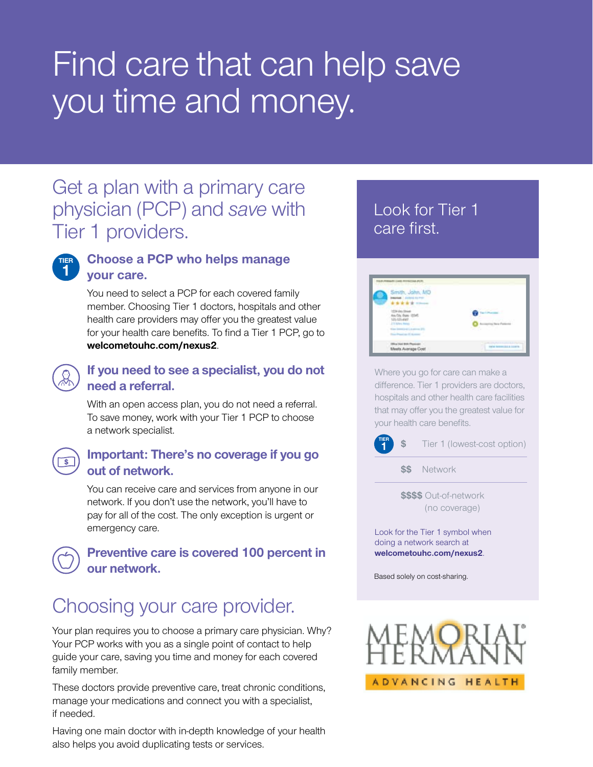# Find care that can help save you time and money.

## Get a plan with a primary care physician (PCP) and *save* with Tier 1 providers.

### Choose a PCP who helps manage your care.

You need to select a PCP for each covered family member. Choosing Tier 1 doctors, hospitals and other health care providers may offer you the greatest value for your health care benefits. To find a Tier 1 PCP, go to **welcometouhc.com/nexus2**.

### If you need to see a specialist, you do not need a referral.

With an open access plan, you do not need a referral. To save money, work with your Tier 1 PCP to choose a network specialist.

### Important: There's no coverage if you go out of network.

You can receive care and services from anyone in our network. If you don't use the network, you'll have to pay for all of the cost. The only exception is urgent or emergency care.

### Preventive care is covered 100 percent in our network.

## Choosing your care provider.

Your plan requires you to choose a primary care physician. Why? Your PCP works with you as a single point of contact to help guide your care, saving you time and money for each covered family member.

These doctors provide preventive care, treat chronic conditions, manage your medications and connect you with a specialist, if needed.

Having one main doctor with in-depth knowledge of your health also helps you avoid duplicating tests or services.

## Look for Tier 1 care first.

Where you go for care can make a difference. Tier 1 providers are doctors, hospitals and other health care facilities that may offer you the greatest value for your health care benefits.

| | |
|---|---|
| $ | Tier 1 (lowest-cost option) |
| $$ | Network |
| $$$$ | Out-of-network (no coverage) |

Look for the Tier 1 symbol when doing a network search at **welcometouhc.com/nexus2**.

Based solely on cost-sharing.

MEMORIAL HERMANN
ADVANCING HEALTH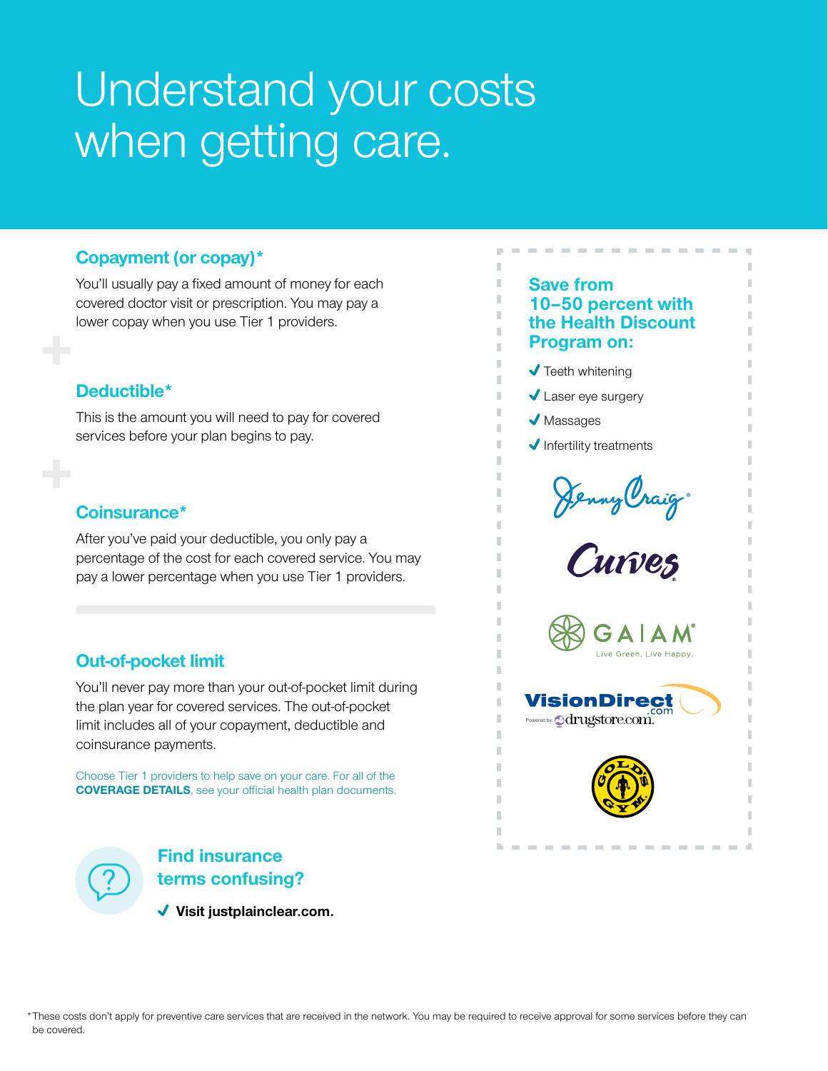# Understand your costs when getting care.

## Copayment (or copay)*

You'll usually pay a fixed amount of money for each covered doctor visit or prescription. You may pay a lower copay when you use Tier 1 providers.

## Deductible*

This is the amount you will need to pay for covered services before your plan begins to pay.

## Coinsurance*

After you've paid your deductible, you only pay a percentage of the cost for each covered service. You may pay a lower percentage when you use Tier 1 providers.

## Out-of-pocket limit

You'll never pay more than your out-of-pocket limit during the plan year for covered services. The out-of-pocket limit includes all of your copayment, deductible and coinsurance payments.

Choose Tier 1 providers to help save on your care. For all of the **COVERAGE DETAILS**, see your official health plan documents.

## Find insurance terms confusing?

- **Visit justplainclear.com.**

## Save from 10–50 percent with the Health Discount Program on:

- Teeth whitening
- Laser eye surgery
- Massages
- Infertility treatments

Jenny Craig

Curves

GAIAM Live Green. Live Happy.

VisionDirect.com Powered by drugstore.com

Gold's Gym

*These costs don't apply for preventive care services that are received in the network. You may be required to receive approval for some services before they can be covered.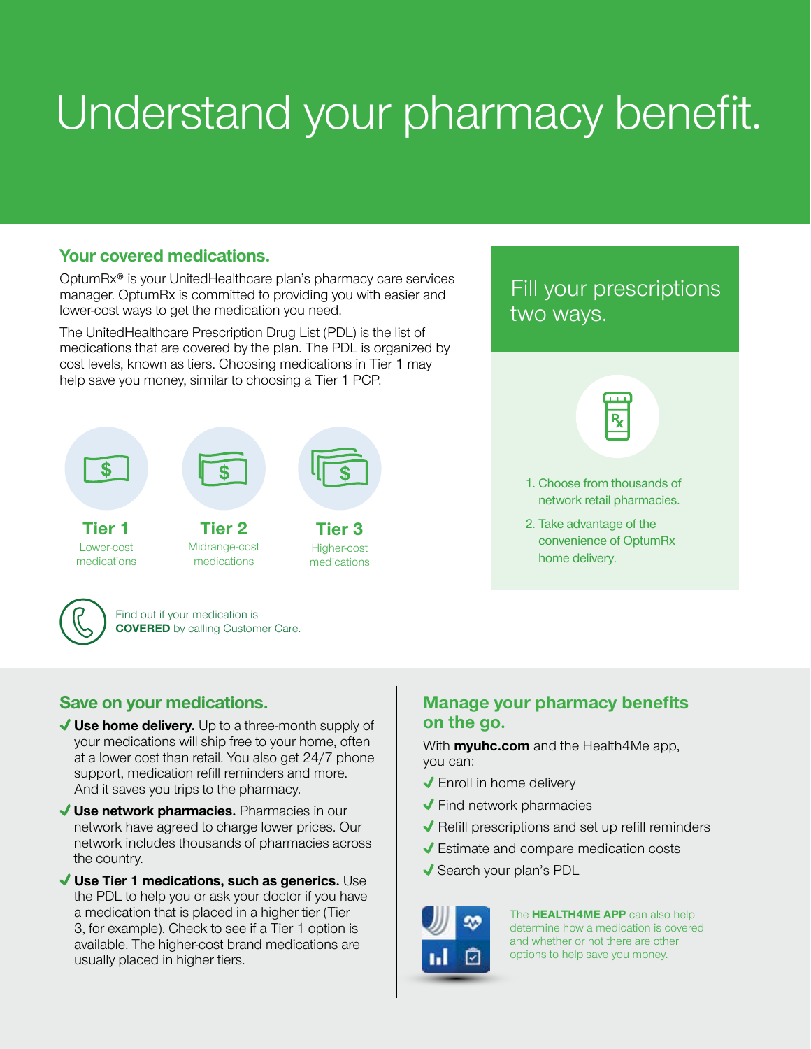# Understand your pharmacy benefit.

## Your covered medications.

OptumRx® is your UnitedHealthcare plan's pharmacy care services manager. OptumRx is committed to providing you with easier and lower-cost ways to get the medication you need.

The UnitedHealthcare Prescription Drug List (PDL) is the list of medications that are covered by the plan. The PDL is organized by cost levels, known as tiers. Choosing medications in Tier 1 may help save you money, similar to choosing a Tier 1 PCP.

**Tier 1**
Lower-cost medications

**Tier 2**
Midrange-cost medications

**Tier 3**
Higher-cost medications

Find out if your medication is **COVERED** by calling Customer Care.

## Fill your prescriptions two ways.

1. Choose from thousands of network retail pharmacies.
2. Take advantage of the convenience of OptumRx home delivery.

## Save on your medications.

- **Use home delivery.** Up to a three-month supply of your medications will ship free to your home, often at a lower cost than retail. You also get 24/7 phone support, medication refill reminders and more. And it saves you trips to the pharmacy.
- **Use network pharmacies.** Pharmacies in our network have agreed to charge lower prices. Our network includes thousands of pharmacies across the country.
- **Use Tier 1 medications, such as generics.** Use the PDL to help you or ask your doctor if you have a medication that is placed in a higher tier (Tier 3, for example). Check to see if a Tier 1 option is available. The higher-cost brand medications are usually placed in higher tiers.

## Manage your pharmacy benefits on the go.

With **myuhc.com** and the Health4Me app, you can:

- Enroll in home delivery
- Find network pharmacies
- Refill prescriptions and set up refill reminders
- Estimate and compare medication costs
- Search your plan's PDL

The **HEALTH4ME APP** can also help determine how a medication is covered and whether or not there are other options to help save you money.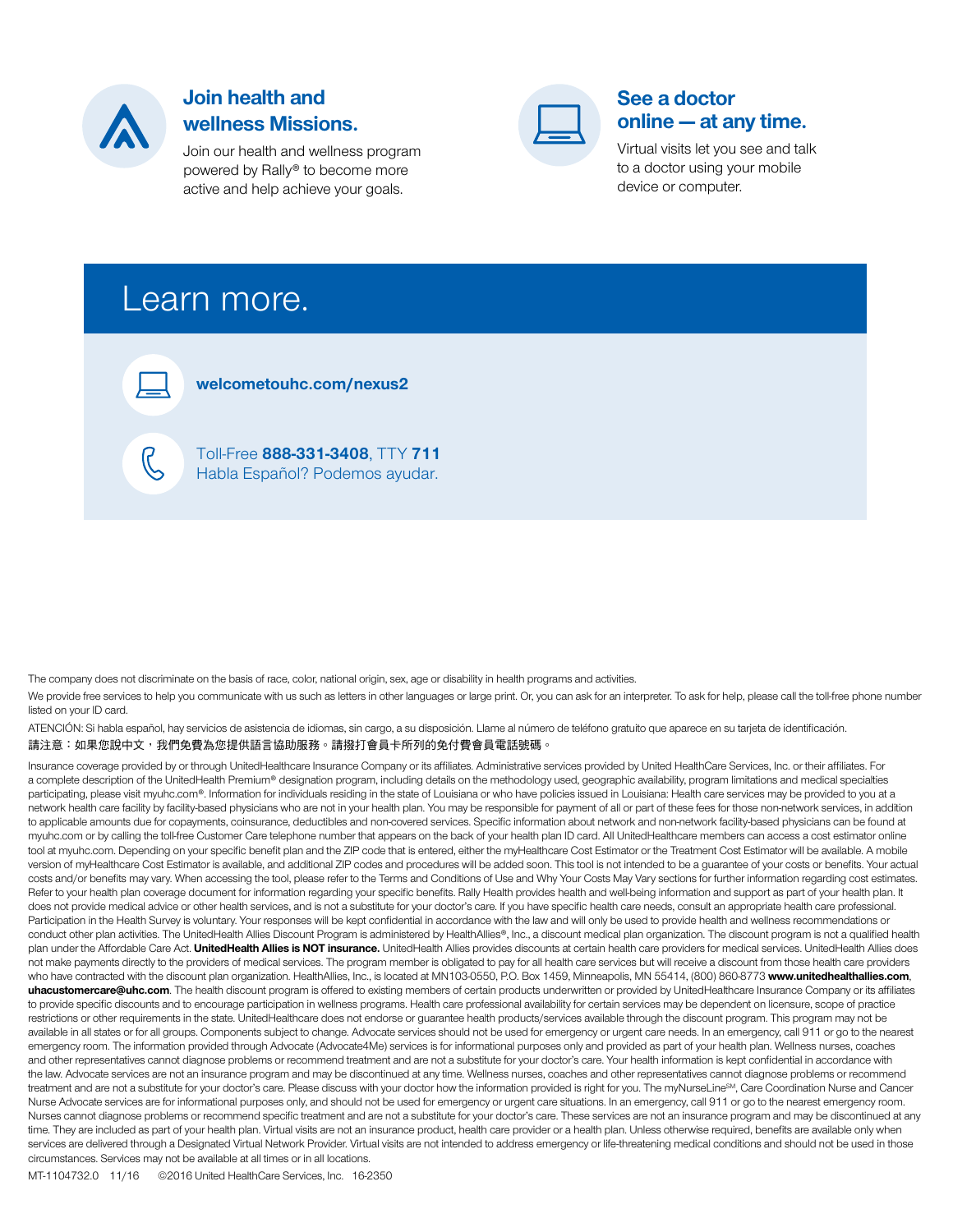## Join health and wellness Missions.

Join our health and wellness program powered by Rally® to become more active and help achieve your goals.

## See a doctor online — at any time.

Virtual visits let you see and talk to a doctor using your mobile device or computer.

# Learn more.

**welcometouhc.com/nexus2**

Toll-Free **888-331-3408**, TTY **711**
Habla Español? Podemos ayudar.

The company does not discriminate on the basis of race, color, national origin, sex, age or disability in health programs and activities.

We provide free services to help you communicate with us such as letters in other languages or large print. Or, you can ask for an interpreter. To ask for help, please call the toll-free phone number listed on your ID card.

ATENCIÓN: Si habla español, hay servicios de asistencia de idiomas, sin cargo, a su disposición. Llame al número de teléfono gratuito que aparece en su tarjeta de identificación.
請注意：如果您說中文，我們免費為您提供語言協助服務。請撥打會員卡所列的免付費會員電話號碼。

Insurance coverage provided by or through UnitedHealthcare Insurance Company or its affiliates. Administrative services provided by United HealthCare Services, Inc. or their affiliates. For a complete description of the UnitedHealth Premium® designation program, including details on the methodology used, geographic availability, program limitations and medical specialties participating, please visit myuhc.com®. Information for individuals residing in the state of Louisiana or who have policies issued in Louisiana: Health care services may be provided to you at a network health care facility by facility-based physicians who are not in your health plan. You may be responsible for payment of all or part of these fees for those non-network services, in addition to applicable amounts due for copayments, coinsurance, deductibles and non-covered services. Specific information about network and non-network facility-based physicians can be found at myuhc.com or by calling the toll-free Customer Care telephone number that appears on the back of your health plan ID card. All UnitedHealthcare members can access a cost estimator online tool at myuhc.com. Depending on your specific benefit plan and the ZIP code that is entered, either the myHealthcare Cost Estimator or the Treatment Cost Estimator will be available. A mobile version of myHealthcare Cost Estimator is available, and additional ZIP codes and procedures will be added soon. This tool is not intended to be a guarantee of your costs or benefits. Your actual costs and/or benefits may vary. When accessing the tool, please refer to the Terms and Conditions of Use and Why Your Costs May Vary sections for further information regarding cost estimates. Refer to your health plan coverage document for information regarding your specific benefits. Rally Health provides health and well-being information and support as part of your health plan. It does not provide medical advice or other health services, and is not a substitute for your doctor's care. If you have specific health care needs, consult an appropriate health care professional. Participation in the Health Survey is voluntary. Your responses will be kept confidential in accordance with the law and will only be used to provide health and wellness recommendations or conduct other plan activities. The UnitedHealth Allies Discount Program is administered by HealthAllies®, Inc., a discount medical plan organization. The discount program is not a qualified health plan under the Affordable Care Act. **UnitedHealth Allies is NOT insurance.** UnitedHealth Allies provides discounts at certain health care providers for medical services. UnitedHealth Allies does not make payments directly to the providers of medical services. The program member is obligated to pay for all health care services but will receive a discount from those health care providers who have contracted with the discount plan organization. HealthAllies, Inc., is located at MN103-0550, P.O. Box 1459, Minneapolis, MN 55414, (800) 860-8773 **www.unitedhealthallies.com**, **uhacustomercare@uhc.com**. The health discount program is offered to existing members of certain products underwritten or provided by UnitedHealthcare Insurance Company or its affiliates to provide specific discounts and to encourage participation in wellness programs. Health care professional availability for certain services may be dependent on licensure, scope of practice restrictions or other requirements in the state. UnitedHealthcare does not endorse or guarantee health products/services available through the discount program. This program may not be available in all states or for all groups. Components subject to change. Advocate services should not be used for emergency or urgent care needs. In an emergency, call 911 or go to the nearest emergency room. The information provided through Advocate (Advocate4Me) services is for informational purposes only and provided as part of your health plan. Wellness nurses, coaches and other representatives cannot diagnose problems or recommend treatment and are not a substitute for your doctor's care. Your health information is kept confidential in accordance with the law. Advocate services are not an insurance program and may be discontinued at any time. Wellness nurses, coaches and other representatives cannot diagnose problems or recommend treatment and are not a substitute for your doctor's care. Please discuss with your doctor how the information provided is right for you. The myNurseLine℠, Care Coordination Nurse and Cancer Nurse Advocate services are for informational purposes only, and should not be used for emergency or urgent care situations. In an emergency, call 911 or go to the nearest emergency room. Nurses cannot diagnose problems or recommend specific treatment and are not a substitute for your doctor's care. These services are not an insurance program and may be discontinued at any time. They are included as part of your health plan. Virtual visits are not an insurance product, health care provider or a health plan. Unless otherwise required, benefits are available only when services are delivered through a Designated Virtual Network Provider. Virtual visits are not intended to address emergency or life-threatening medical conditions and should not be used in those circumstances. Services may not be available at all times or in all locations.

MT-1104732.0 11/16 ©2016 United HealthCare Services, Inc. 16-2350